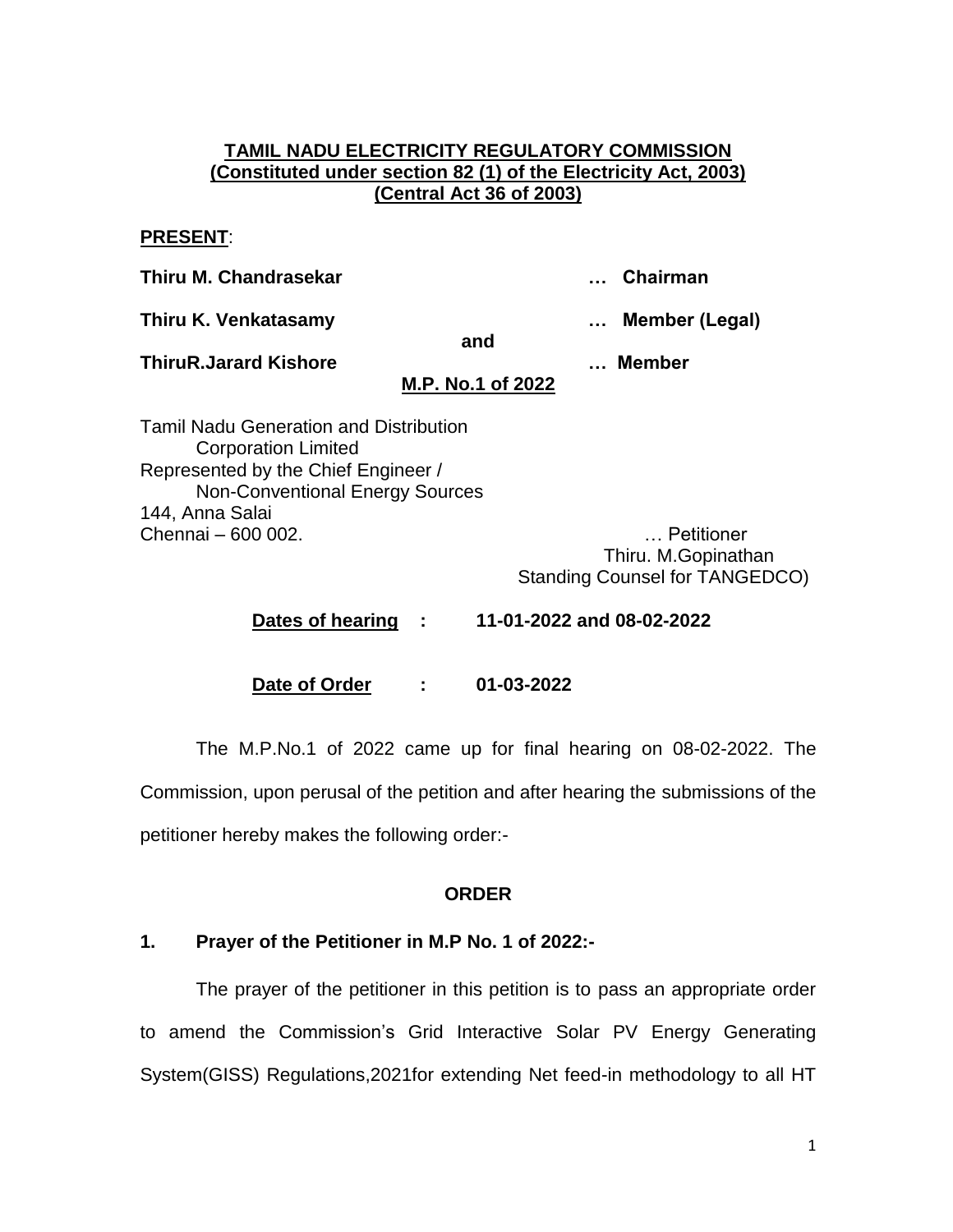**TAMIL NADU ELECTRICITY REGULATORY COMMISSION**
**(Constituted under section 82 (1) of the Electricity Act, 2003)**
**(Central Act 36 of 2003)**

**PRESENT**:

**Thiru M. Chandrasekar** … **Chairman**

**Thiru K. Venkatasamy** … **Member (Legal)**

**and**

**ThiruR.Jarard Kishore** … **Member**

**M.P. No.1 of 2022**

Tamil Nadu Generation and Distribution
Corporation Limited
Represented by the Chief Engineer /
Non-Conventional Energy Sources
144, Anna Salai
Chennai – 600 002. … Petitioner

Thiru. M.Gopinathan
Standing Counsel for TANGEDCO)

**Dates of hearing : 11-01-2022 and 08-02-2022**

**Date of Order : 01-03-2022**

The M.P.No.1 of 2022 came up for final hearing on 08-02-2022. The Commission, upon perusal of the petition and after hearing the submissions of the petitioner hereby makes the following order:-

**ORDER**

**1. Prayer of the Petitioner in M.P No. 1 of 2022:-**

The prayer of the petitioner in this petition is to pass an appropriate order to amend the Commission's Grid Interactive Solar PV Energy Generating System(GISS) Regulations,2021for extending Net feed-in methodology to all HT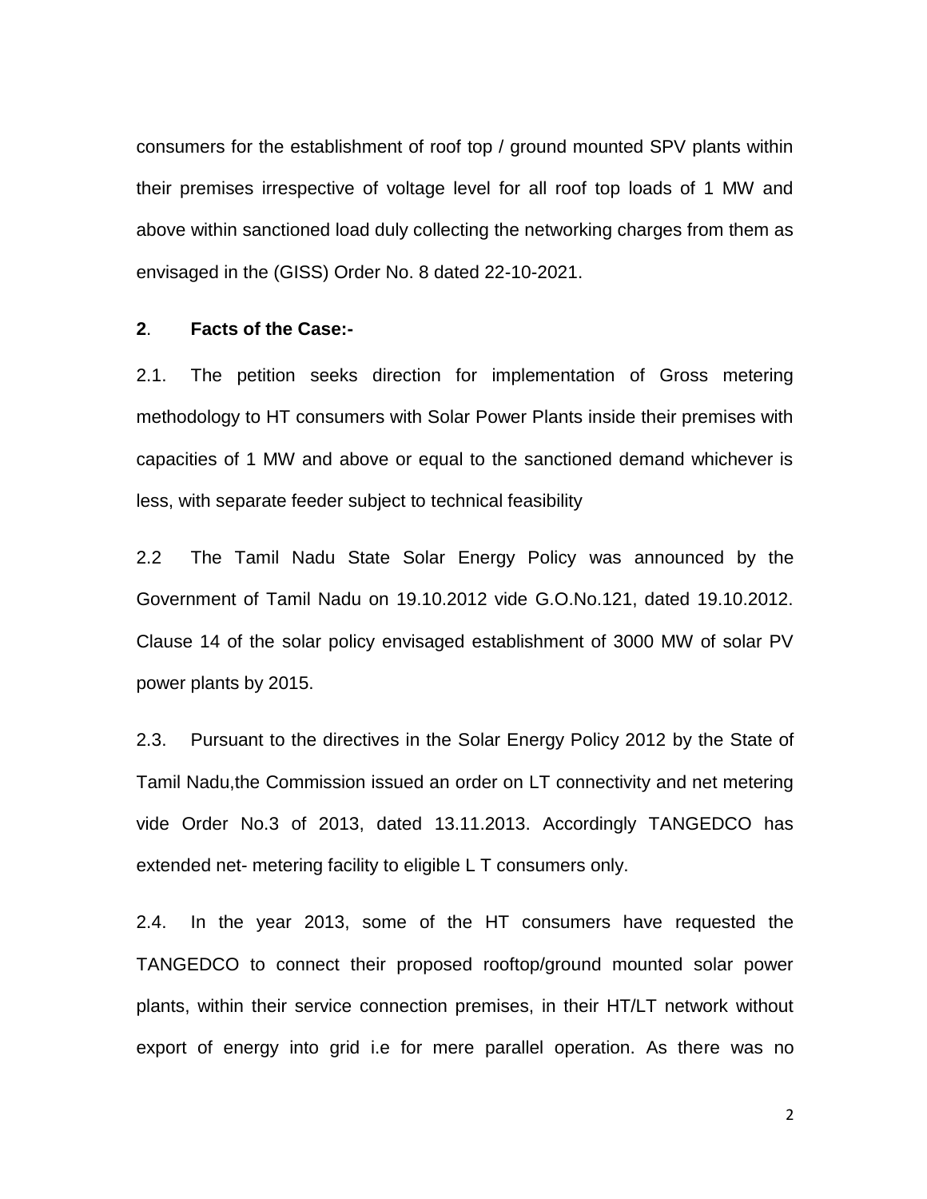consumers for the establishment of roof top / ground mounted SPV plants within their premises irrespective of voltage level for all roof top loads of 1 MW and above within sanctioned load duly collecting the networking charges from them as envisaged in the (GISS) Order No. 8 dated 22-10-2021.

**2**. **Facts of the Case:-**

2.1. The petition seeks direction for implementation of Gross metering methodology to HT consumers with Solar Power Plants inside their premises with capacities of 1 MW and above or equal to the sanctioned demand whichever is less, with separate feeder subject to technical feasibility

2.2 The Tamil Nadu State Solar Energy Policy was announced by the Government of Tamil Nadu on 19.10.2012 vide G.O.No.121, dated 19.10.2012. Clause 14 of the solar policy envisaged establishment of 3000 MW of solar PV power plants by 2015.

2.3. Pursuant to the directives in the Solar Energy Policy 2012 by the State of Tamil Nadu,the Commission issued an order on LT connectivity and net metering vide Order No.3 of 2013, dated 13.11.2013. Accordingly TANGEDCO has extended net- metering facility to eligible L T consumers only.

2.4. In the year 2013, some of the HT consumers have requested the TANGEDCO to connect their proposed rooftop/ground mounted solar power plants, within their service connection premises, in their HT/LT network without export of energy into grid i.e for mere parallel operation. As there was no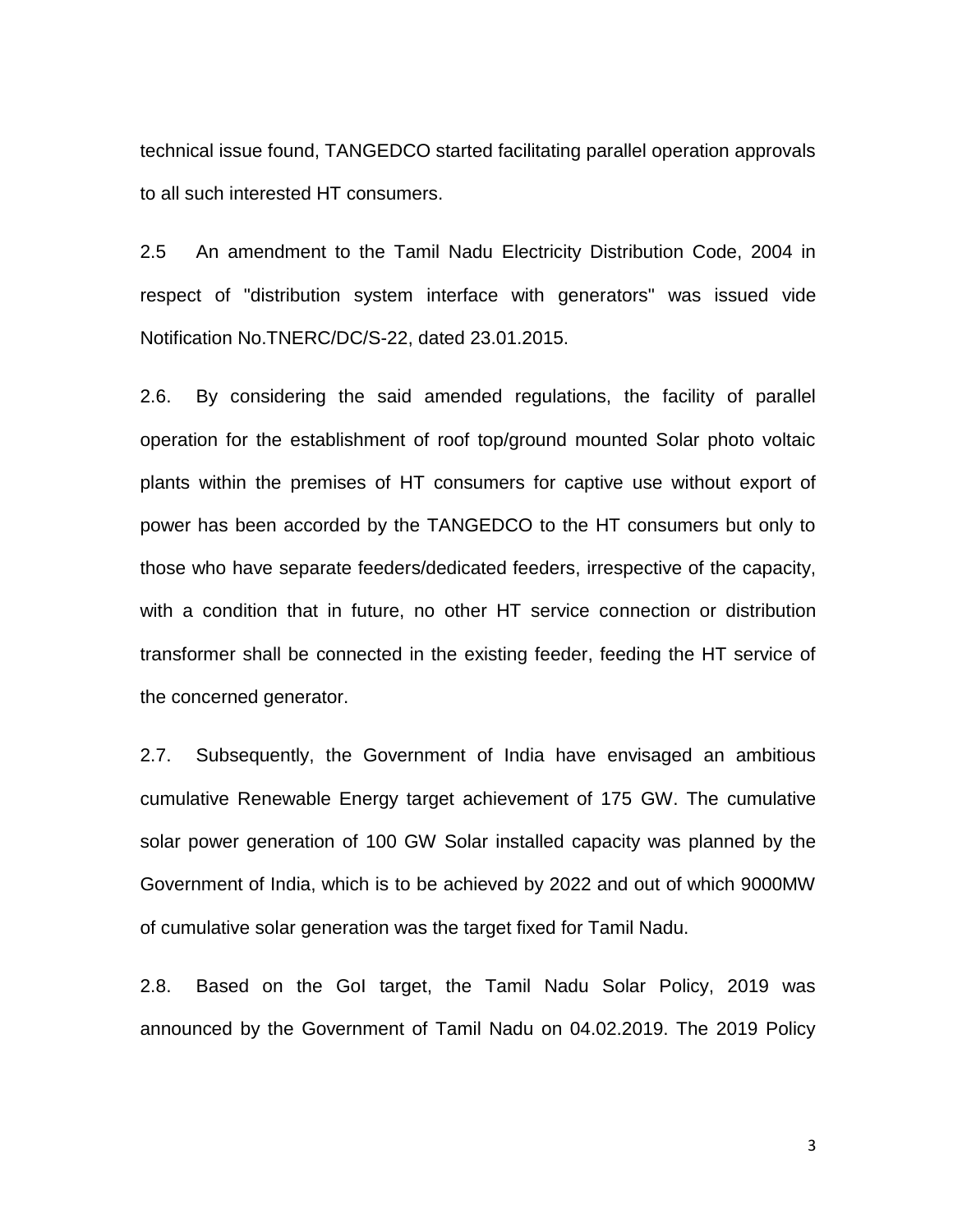technical issue found, TANGEDCO started facilitating parallel operation approvals to all such interested HT consumers.

2.5 An amendment to the Tamil Nadu Electricity Distribution Code, 2004 in respect of "distribution system interface with generators" was issued vide Notification No.TNERC/DC/S-22, dated 23.01.2015.

2.6. By considering the said amended regulations, the facility of parallel operation for the establishment of roof top/ground mounted Solar photo voltaic plants within the premises of HT consumers for captive use without export of power has been accorded by the TANGEDCO to the HT consumers but only to those who have separate feeders/dedicated feeders, irrespective of the capacity, with a condition that in future, no other HT service connection or distribution transformer shall be connected in the existing feeder, feeding the HT service of the concerned generator.

2.7. Subsequently, the Government of India have envisaged an ambitious cumulative Renewable Energy target achievement of 175 GW. The cumulative solar power generation of 100 GW Solar installed capacity was planned by the Government of India, which is to be achieved by 2022 and out of which 9000MW of cumulative solar generation was the target fixed for Tamil Nadu.

2.8. Based on the GoI target, the Tamil Nadu Solar Policy, 2019 was announced by the Government of Tamil Nadu on 04.02.2019. The 2019 Policy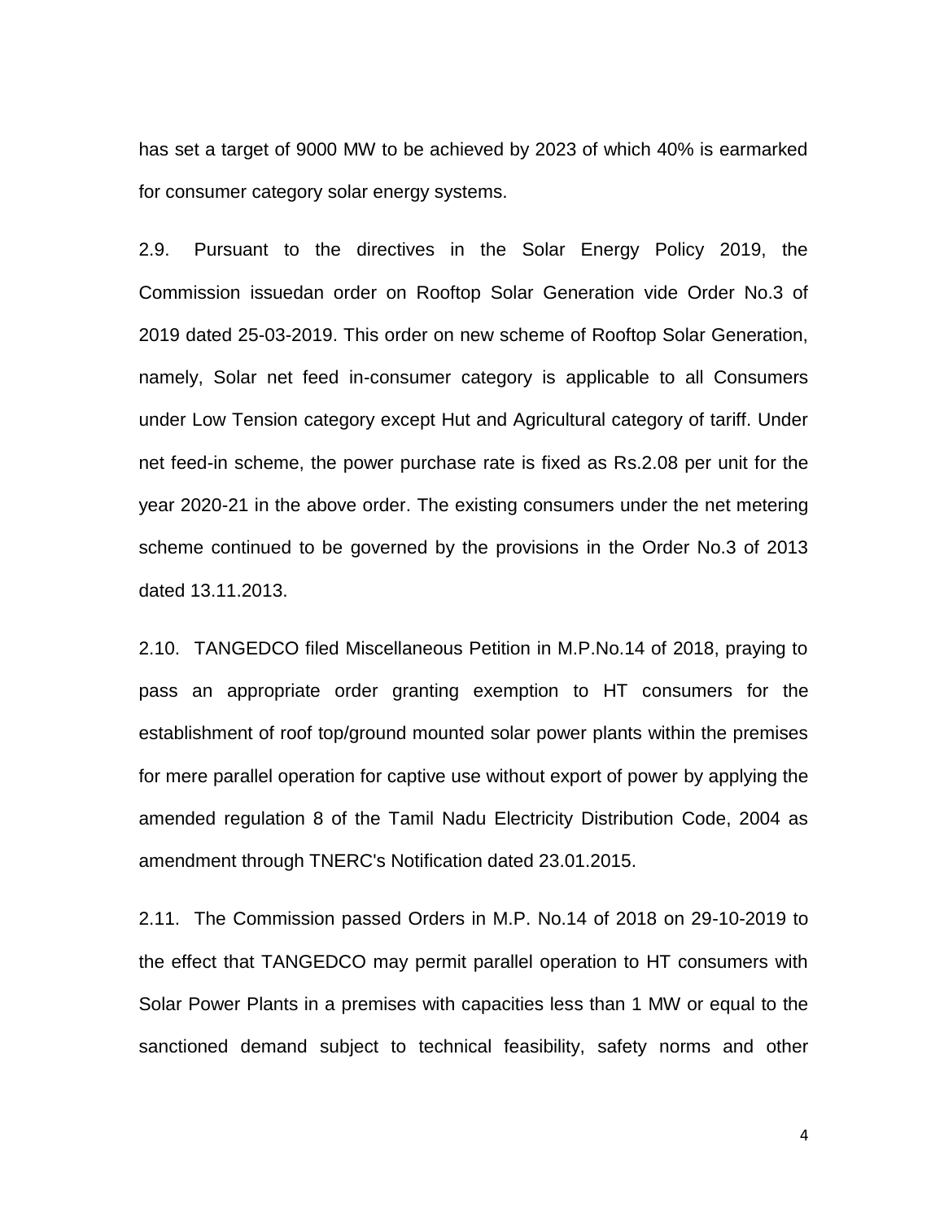has set a target of 9000 MW to be achieved by 2023 of which 40% is earmarked for consumer category solar energy systems.

2.9. Pursuant to the directives in the Solar Energy Policy 2019, the Commission issuedan order on Rooftop Solar Generation vide Order No.3 of 2019 dated 25-03-2019. This order on new scheme of Rooftop Solar Generation, namely, Solar net feed in-consumer category is applicable to all Consumers under Low Tension category except Hut and Agricultural category of tariff. Under net feed-in scheme, the power purchase rate is fixed as Rs.2.08 per unit for the year 2020-21 in the above order. The existing consumers under the net metering scheme continued to be governed by the provisions in the Order No.3 of 2013 dated 13.11.2013.

2.10. TANGEDCO filed Miscellaneous Petition in M.P.No.14 of 2018, praying to pass an appropriate order granting exemption to HT consumers for the establishment of roof top/ground mounted solar power plants within the premises for mere parallel operation for captive use without export of power by applying the amended regulation 8 of the Tamil Nadu Electricity Distribution Code, 2004 as amendment through TNERC's Notification dated 23.01.2015.

2.11. The Commission passed Orders in M.P. No.14 of 2018 on 29-10-2019 to the effect that TANGEDCO may permit parallel operation to HT consumers with Solar Power Plants in a premises with capacities less than 1 MW or equal to the sanctioned demand subject to technical feasibility, safety norms and other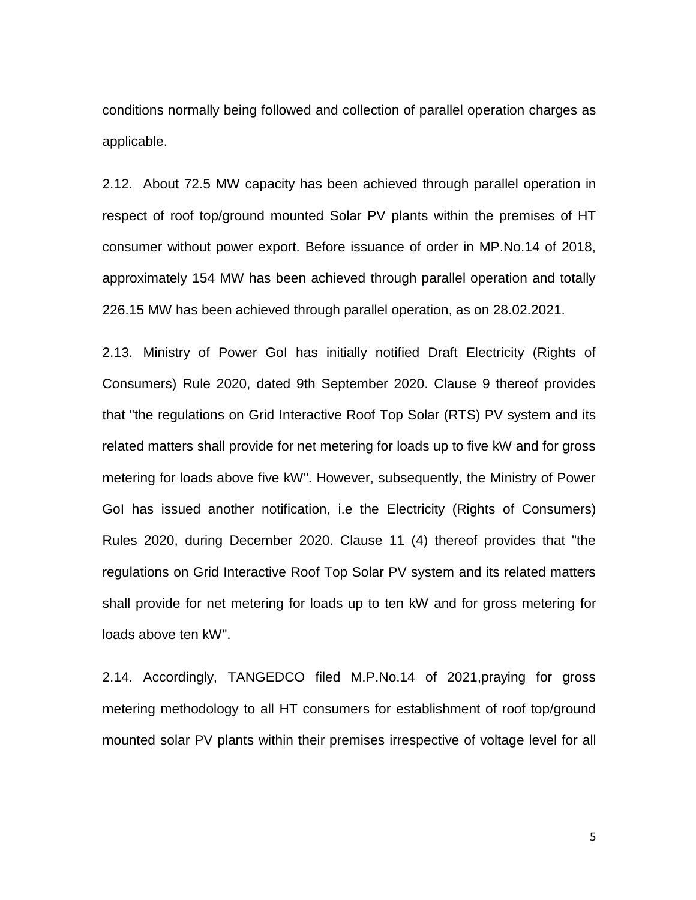conditions normally being followed and collection of parallel operation charges as applicable.

2.12. About 72.5 MW capacity has been achieved through parallel operation in respect of roof top/ground mounted Solar PV plants within the premises of HT consumer without power export. Before issuance of order in MP.No.14 of 2018, approximately 154 MW has been achieved through parallel operation and totally 226.15 MW has been achieved through parallel operation, as on 28.02.2021.

2.13. Ministry of Power GoI has initially notified Draft Electricity (Rights of Consumers) Rule 2020, dated 9th September 2020. Clause 9 thereof provides that "the regulations on Grid Interactive Roof Top Solar (RTS) PV system and its related matters shall provide for net metering for loads up to five kW and for gross metering for loads above five kW". However, subsequently, the Ministry of Power GoI has issued another notification, i.e the Electricity (Rights of Consumers) Rules 2020, during December 2020. Clause 11 (4) thereof provides that "the regulations on Grid Interactive Roof Top Solar PV system and its related matters shall provide for net metering for loads up to ten kW and for gross metering for loads above ten kW".

2.14. Accordingly, TANGEDCO filed M.P.No.14 of 2021,praying for gross metering methodology to all HT consumers for establishment of roof top/ground mounted solar PV plants within their premises irrespective of voltage level for all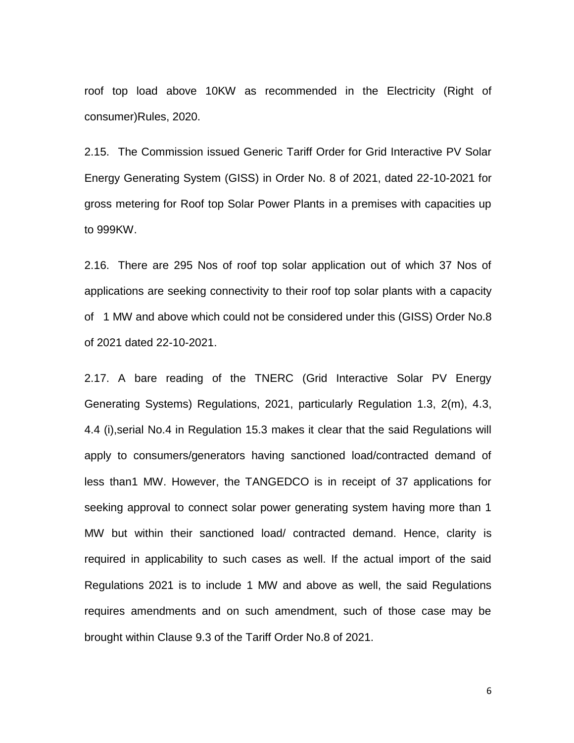roof top load above 10KW as recommended in the Electricity (Right of consumer)Rules, 2020.

2.15. The Commission issued Generic Tariff Order for Grid Interactive PV Solar Energy Generating System (GISS) in Order No. 8 of 2021, dated 22-10-2021 for gross metering for Roof top Solar Power Plants in a premises with capacities up to 999KW.

2.16. There are 295 Nos of roof top solar application out of which 37 Nos of applications are seeking connectivity to their roof top solar plants with a capacity of 1 MW and above which could not be considered under this (GISS) Order No.8 of 2021 dated 22-10-2021.

2.17. A bare reading of the TNERC (Grid Interactive Solar PV Energy Generating Systems) Regulations, 2021, particularly Regulation 1.3, 2(m), 4.3, 4.4 (i),serial No.4 in Regulation 15.3 makes it clear that the said Regulations will apply to consumers/generators having sanctioned load/contracted demand of less than1 MW. However, the TANGEDCO is in receipt of 37 applications for seeking approval to connect solar power generating system having more than 1 MW but within their sanctioned load/ contracted demand. Hence, clarity is required in applicability to such cases as well. If the actual import of the said Regulations 2021 is to include 1 MW and above as well, the said Regulations requires amendments and on such amendment, such of those case may be brought within Clause 9.3 of the Tariff Order No.8 of 2021.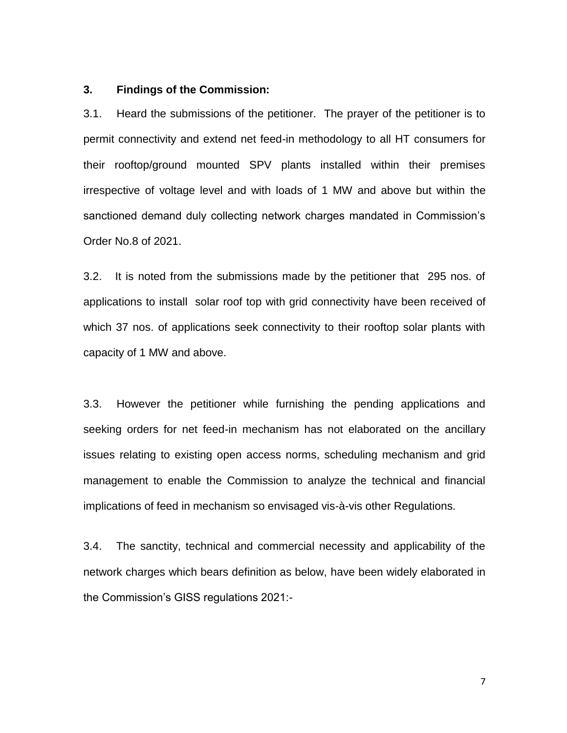### 3. Findings of the Commission:

3.1. Heard the submissions of the petitioner. The prayer of the petitioner is to permit connectivity and extend net feed-in methodology to all HT consumers for their rooftop/ground mounted SPV plants installed within their premises irrespective of voltage level and with loads of 1 MW and above but within the sanctioned demand duly collecting network charges mandated in Commission's Order No.8 of 2021.

3.2. It is noted from the submissions made by the petitioner that 295 nos. of applications to install solar roof top with grid connectivity have been received of which 37 nos. of applications seek connectivity to their rooftop solar plants with capacity of 1 MW and above.

3.3. However the petitioner while furnishing the pending applications and seeking orders for net feed-in mechanism has not elaborated on the ancillary issues relating to existing open access norms, scheduling mechanism and grid management to enable the Commission to analyze the technical and financial implications of feed in mechanism so envisaged vis-à-vis other Regulations.

3.4. The sanctity, technical and commercial necessity and applicability of the network charges which bears definition as below, have been widely elaborated in the Commission's GISS regulations 2021:-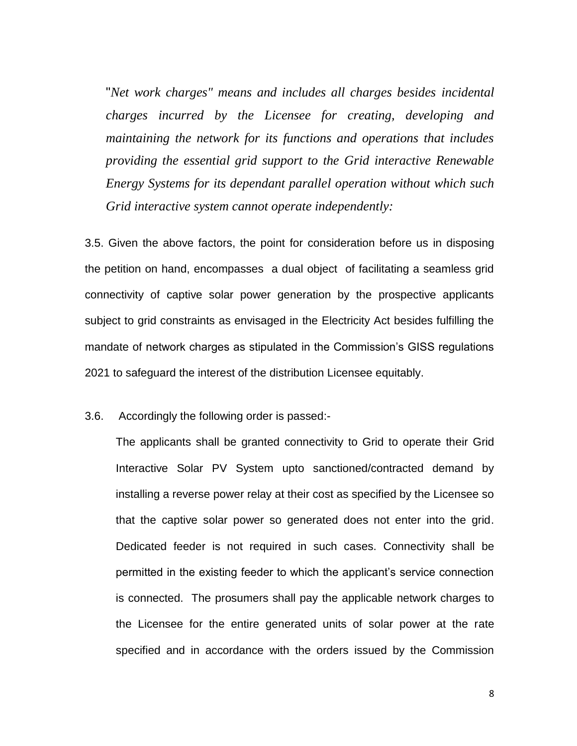*"Net work charges" means and includes all charges besides incidental charges incurred by the Licensee for creating, developing and maintaining the network for its functions and operations that includes providing the essential grid support to the Grid interactive Renewable Energy Systems for its dependant parallel operation without which such Grid interactive system cannot operate independently:*

3.5. Given the above factors, the point for consideration before us in disposing the petition on hand, encompasses a dual object of facilitating a seamless grid connectivity of captive solar power generation by the prospective applicants subject to grid constraints as envisaged in the Electricity Act besides fulfilling the mandate of network charges as stipulated in the Commission's GISS regulations 2021 to safeguard the interest of the distribution Licensee equitably.

3.6. Accordingly the following order is passed:-

The applicants shall be granted connectivity to Grid to operate their Grid Interactive Solar PV System upto sanctioned/contracted demand by installing a reverse power relay at their cost as specified by the Licensee so that the captive solar power so generated does not enter into the grid. Dedicated feeder is not required in such cases. Connectivity shall be permitted in the existing feeder to which the applicant's service connection is connected. The prosumers shall pay the applicable network charges to the Licensee for the entire generated units of solar power at the rate specified and in accordance with the orders issued by the Commission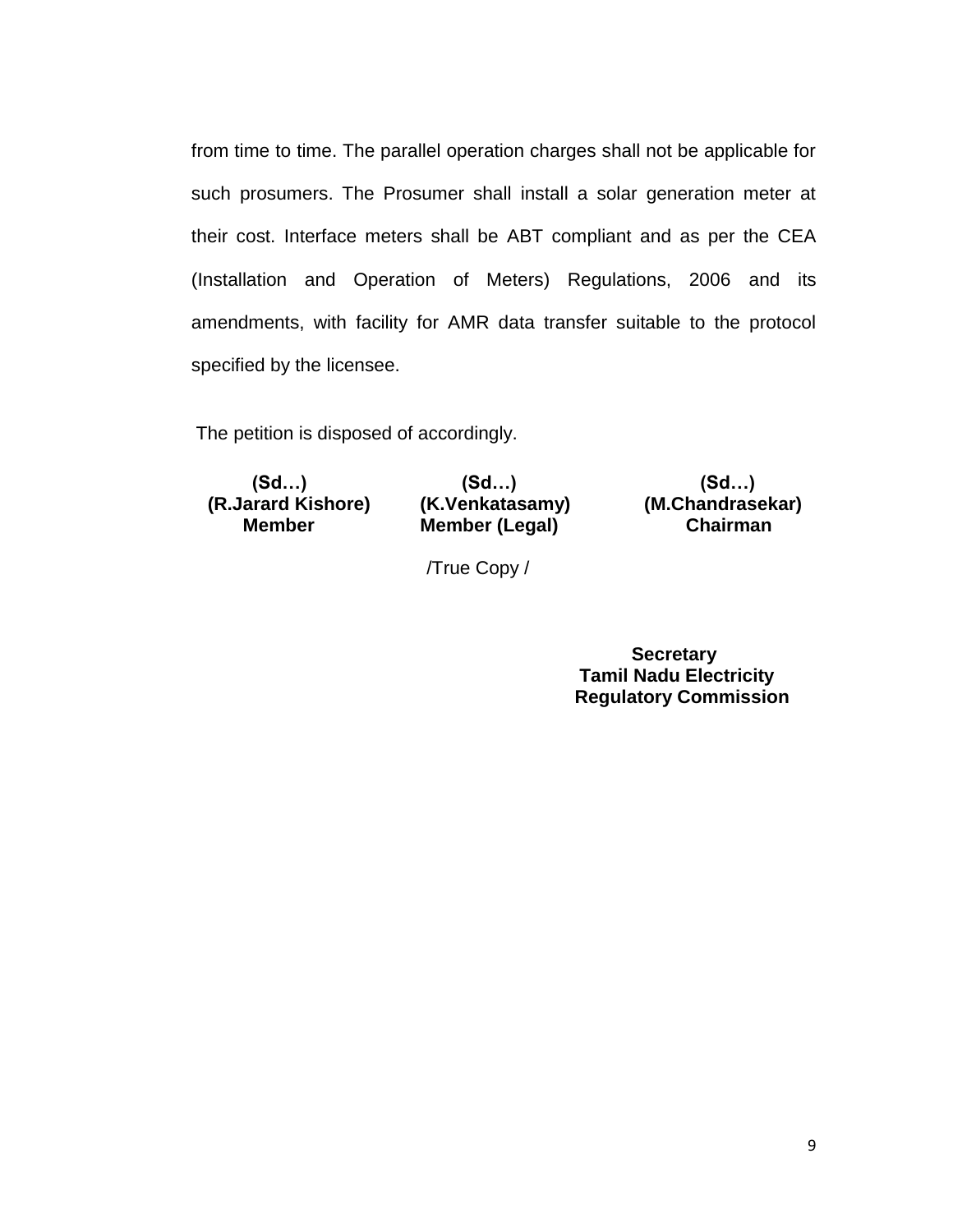from time to time. The parallel operation charges shall not be applicable for such prosumers. The Prosumer shall install a solar generation meter at their cost. Interface meters shall be ABT compliant and as per the CEA (Installation and Operation of Meters) Regulations, 2006 and its amendments, with facility for AMR data transfer suitable to the protocol specified by the licensee.

The petition is disposed of accordingly.

| | | |
|---|---|---|
| **(Sd…)** | **(Sd…)** | **(Sd…)** |
| **(R.Jarard Kishore)** | **(K.Venkatasamy)** | **(M.Chandrasekar)** |
| **Member** | **Member (Legal)** | **Chairman** |

/True Copy /

**Secretary**
**Tamil Nadu Electricity**
**Regulatory Commission**